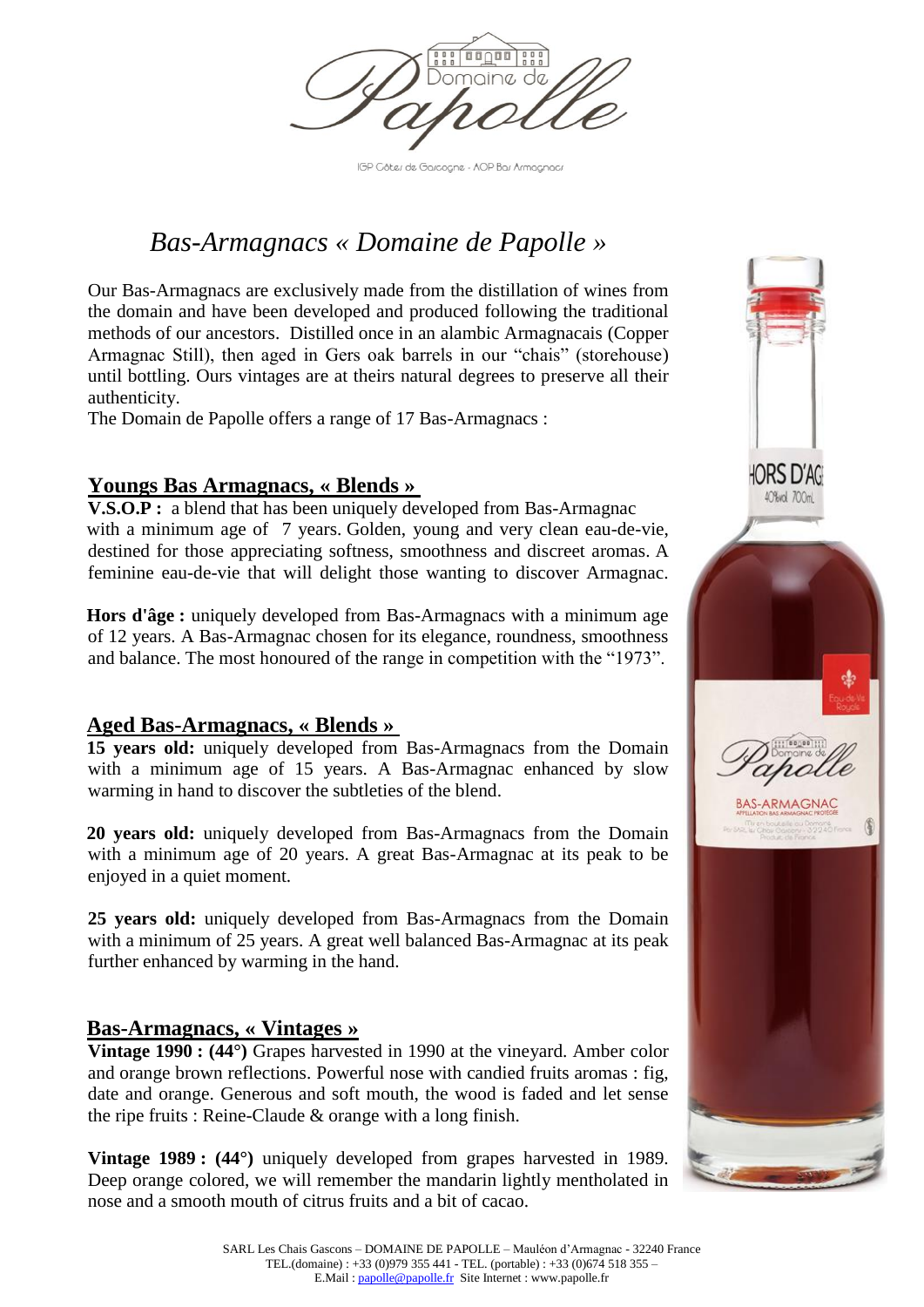IGP Côtes de Gascogne - AOP Bas Armagnac

# *Bas-Armagnacs « Domaine de Papolle »*

Our Bas-Armagnacs are exclusively made from the distillation of wines from the domain and have been developed and produced following the traditional methods of our ancestors. Distilled once in an alambic Armagnacais (Copper Armagnac Still), then aged in Gers oak barrels in our "chais" (storehouse) until bottling. Ours vintages are at theirs natural degrees to preserve all their authenticity.
The Domain de Papolle offers a range of 17 Bas-Armagnacs :

## Youngs Bas Armagnacs, « Blends »

**V.S.O.P :** a blend that has been uniquely developed from Bas-Armagnac with a minimum age of 7 years. Golden, young and very clean eau-de-vie, destined for those appreciating softness, smoothness and discreet aromas. A feminine eau-de-vie that will delight those wanting to discover Armagnac.

**Hors d'âge :** uniquely developed from Bas-Armagnacs with a minimum age of 12 years. A Bas-Armagnac chosen for its elegance, roundness, smoothness and balance. The most honoured of the range in competition with the "1973".

## Aged Bas-Armagnacs, « Blends »

**15 years old:** uniquely developed from Bas-Armagnacs from the Domain with a minimum age of 15 years. A Bas-Armagnac enhanced by slow warming in hand to discover the subtleties of the blend.

**20 years old:** uniquely developed from Bas-Armagnacs from the Domain with a minimum age of 20 years. A great Bas-Armagnac at its peak to be enjoyed in a quiet moment.

**25 years old:** uniquely developed from Bas-Armagnacs from the Domain with a minimum of 25 years. A great well balanced Bas-Armagnac at its peak further enhanced by warming in the hand.

## Bas-Armagnacs, « Vintages »

**Vintage 1990 : (44°)** Grapes harvested in 1990 at the vineyard. Amber color and orange brown reflections. Powerful nose with candied fruits aromas : fig, date and orange. Generous and soft mouth, the wood is faded and let sense the ripe fruits : Reine-Claude & orange with a long finish.

**Vintage 1989 : (44°)** uniquely developed from grapes harvested in 1989. Deep orange colored, we will remember the mandarin lightly mentholated in nose and a smooth mouth of citrus fruits and a bit of cacao.

SARL Les Chais Gascons – DOMAINE DE PAPOLLE – Mauléon d'Armagnac - 32240 France
TEL.(domaine) : +33 (0)979 355 441 - TEL. (portable) : +33 (0)674 518 355 –
E.Mail : papolle@papolle.fr Site Internet : www.papolle.fr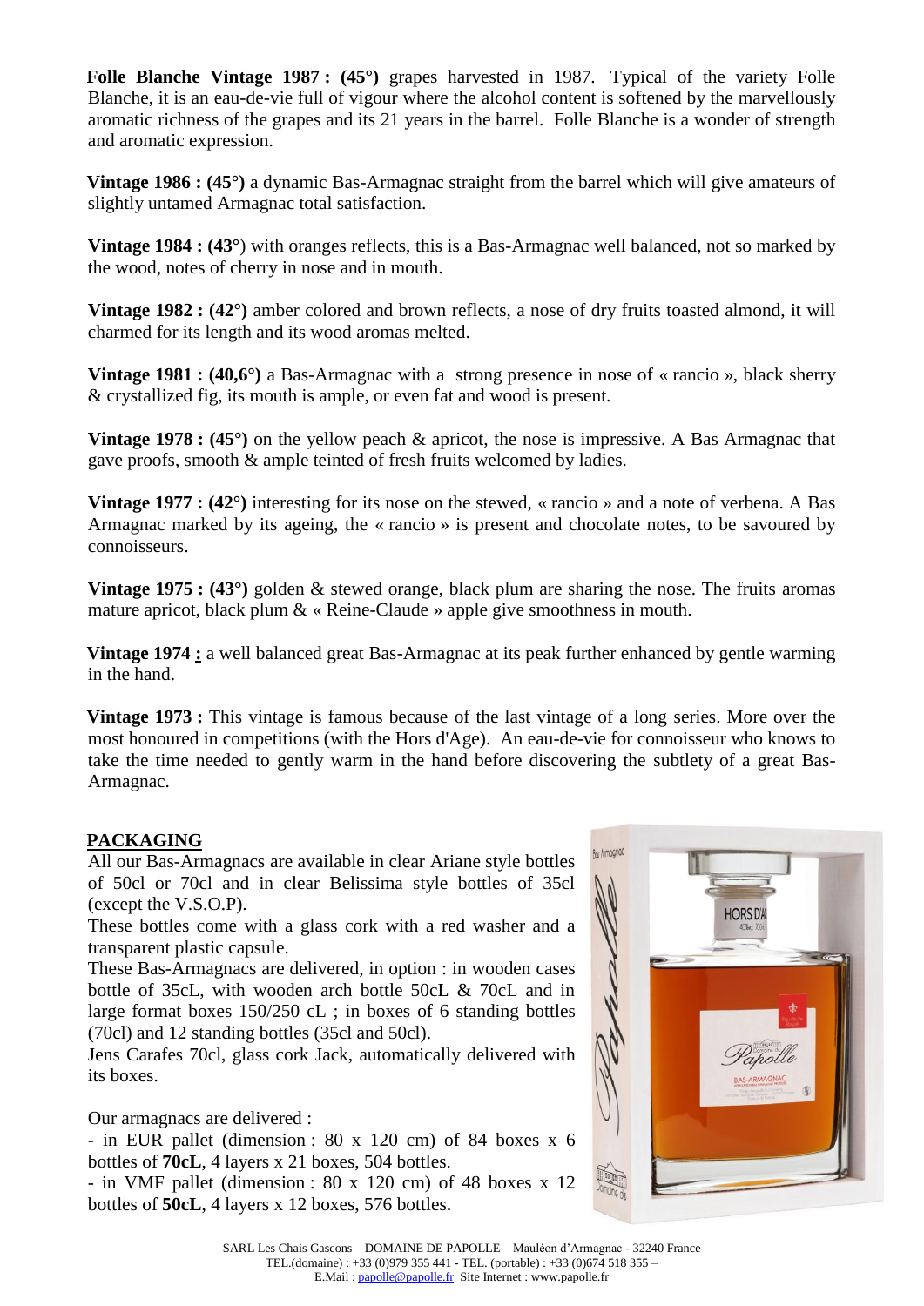**Folle Blanche Vintage 1987 : (45°)** grapes harvested in 1987. Typical of the variety Folle Blanche, it is an eau-de-vie full of vigour where the alcohol content is softened by the marvellously aromatic richness of the grapes and its 21 years in the barrel. Folle Blanche is a wonder of strength and aromatic expression.

**Vintage 1986 : (45°)** a dynamic Bas-Armagnac straight from the barrel which will give amateurs of slightly untamed Armagnac total satisfaction.

**Vintage 1984 : (43°**) with oranges reflects, this is a Bas-Armagnac well balanced, not so marked by the wood, notes of cherry in nose and in mouth.

**Vintage 1982 : (42°)** amber colored and brown reflects, a nose of dry fruits toasted almond, it will charmed for its length and its wood aromas melted.

**Vintage 1981 : (40,6°)** a Bas-Armagnac with a strong presence in nose of « rancio », black sherry & crystallized fig, its mouth is ample, or even fat and wood is present.

**Vintage 1978 : (45°)** on the yellow peach & apricot, the nose is impressive. A Bas Armagnac that gave proofs, smooth & ample teinted of fresh fruits welcomed by ladies.

**Vintage 1977 : (42°)** interesting for its nose on the stewed, « rancio » and a note of verbena. A Bas Armagnac marked by its ageing, the « rancio » is present and chocolate notes, to be savoured by connoisseurs.

**Vintage 1975 : (43°)** golden & stewed orange, black plum are sharing the nose. The fruits aromas mature apricot, black plum & « Reine-Claude » apple give smoothness in mouth.

**Vintage 1974 :** a well balanced great Bas-Armagnac at its peak further enhanced by gentle warming in the hand.

**Vintage 1973 :** This vintage is famous because of the last vintage of a long series. More over the most honoured in competitions (with the Hors d'Age). An eau-de-vie for connoisseur who knows to take the time needed to gently warm in the hand before discovering the subtlety of a great Bas-Armagnac.

**PACKAGING**

All our Bas-Armagnacs are available in clear Ariane style bottles of 50cl or 70cl and in clear Belissima style bottles of 35cl (except the V.S.O.P).
These bottles come with a glass cork with a red washer and a transparent plastic capsule.
These Bas-Armagnacs are delivered, in option : in wooden cases bottle of 35cL, with wooden arch bottle 50cL & 70cL and in large format boxes 150/250 cL ; in boxes of 6 standing bottles (70cl) and 12 standing bottles (35cl and 50cl).
Jens Carafes 70cl, glass cork Jack, automatically delivered with its boxes.

Our armagnacs are delivered :
- in EUR pallet (dimension : 80 x 120 cm) of 84 boxes x 6 bottles of **70cL**, 4 layers x 21 boxes, 504 bottles.
- in VMF pallet (dimension : 80 x 120 cm) of 48 boxes x 12 bottles of **50cL**, 4 layers x 12 boxes, 576 bottles.

SARL Les Chais Gascons – DOMAINE DE PAPOLLE – Mauléon d'Armagnac - 32240 France
TEL.(domaine) : +33 (0)979 355 441 - TEL. (portable) : +33 (0)674 518 355 –
E.Mail : papolle@papolle.fr Site Internet : www.papolle.fr